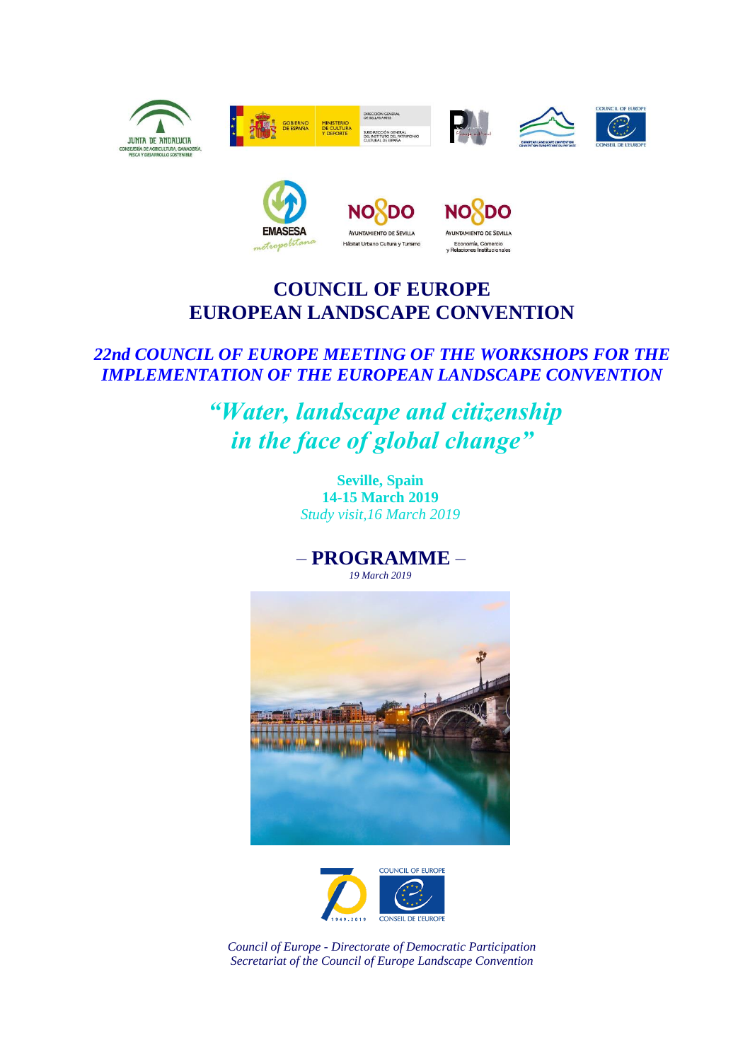# COUNCIL OF EUROPE
# EUROPEAN LANDSCAPE CONVENTION

## *22nd COUNCIL OF EUROPE MEETING OF THE WORKSHOPS FOR THE IMPLEMENTATION OF THE EUROPEAN LANDSCAPE CONVENTION*

## *"Water, landscape and citizenship in the face of global change"*

**Seville, Spain**
**14-15 March 2019**
*Study visit,16 March 2019*

## – PROGRAMME –

*19 March 2019*

*Council of Europe - Directorate of Democratic Participation*
*Secretariat of the Council of Europe Landscape Convention*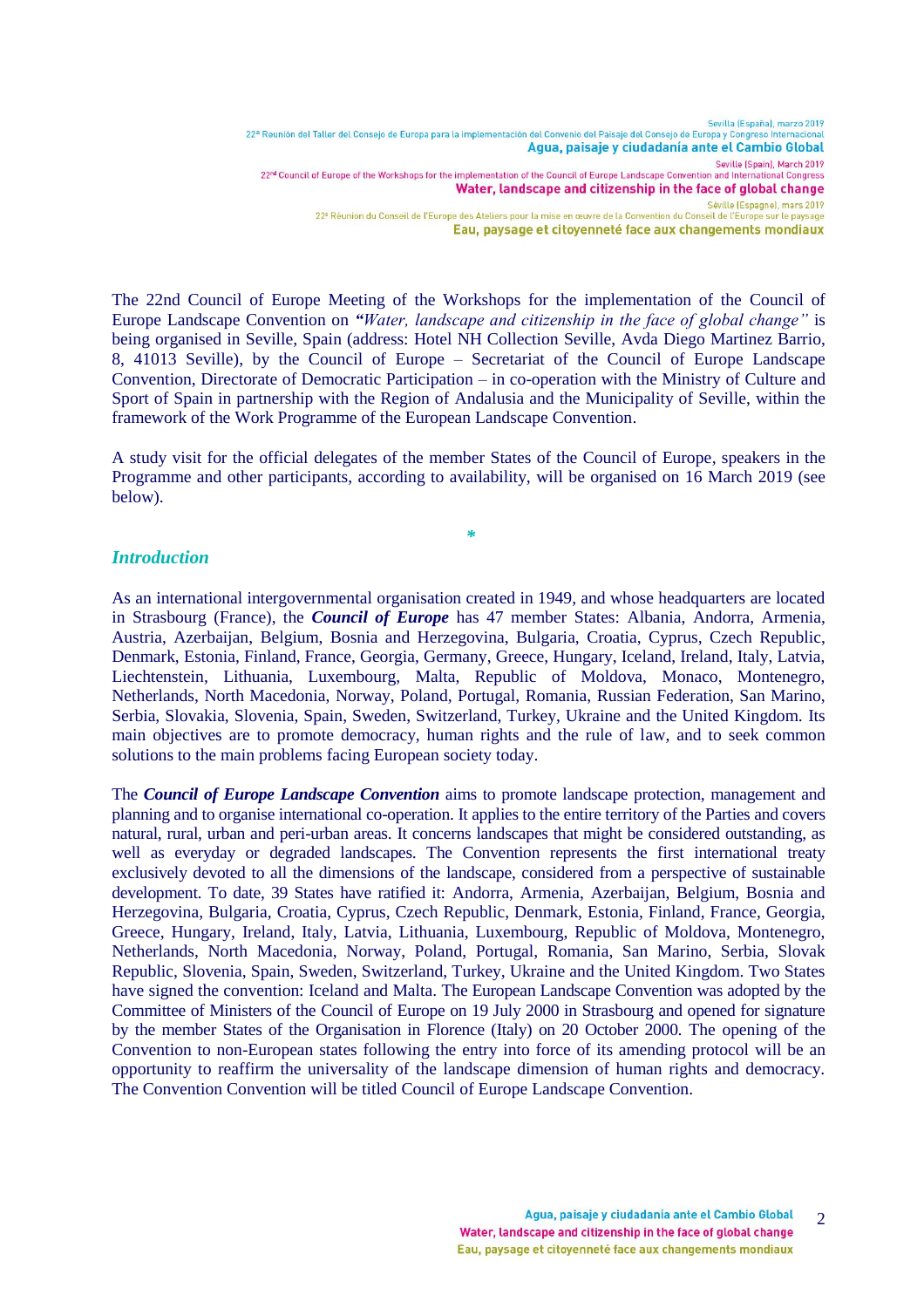The 22nd Council of Europe Meeting of the Workshops for the implementation of the Council of Europe Landscape Convention on ***"Water, landscape and citizenship in the face of global change"*** is being organised in Seville, Spain (address: Hotel NH Collection Seville, Avda Diego Martinez Barrio, 8, 41013 Seville), by the Council of Europe – Secretariat of the Council of Europe Landscape Convention, Directorate of Democratic Participation – in co-operation with the Ministry of Culture and Sport of Spain in partnership with the Region of Andalusia and the Municipality of Seville, within the framework of the Work Programme of the European Landscape Convention.

A study visit for the official delegates of the member States of the Council of Europe, speakers in the Programme and other participants, according to availability, will be organised on 16 March 2019 (see below).

*

## *Introduction*

As an international intergovernmental organisation created in 1949, and whose headquarters are located in Strasbourg (France), the ***Council of Europe*** has 47 member States: Albania, Andorra, Armenia, Austria, Azerbaijan, Belgium, Bosnia and Herzegovina, Bulgaria, Croatia, Cyprus, Czech Republic, Denmark, Estonia, Finland, France, Georgia, Germany, Greece, Hungary, Iceland, Ireland, Italy, Latvia, Liechtenstein, Lithuania, Luxembourg, Malta, Republic of Moldova, Monaco, Montenegro, Netherlands, North Macedonia, Norway, Poland, Portugal, Romania, Russian Federation, San Marino, Serbia, Slovakia, Slovenia, Spain, Sweden, Switzerland, Turkey, Ukraine and the United Kingdom. Its main objectives are to promote democracy, human rights and the rule of law, and to seek common solutions to the main problems facing European society today.

The ***Council of Europe Landscape Convention*** aims to promote landscape protection, management and planning and to organise international co-operation. It applies to the entire territory of the Parties and covers natural, rural, urban and peri-urban areas. It concerns landscapes that might be considered outstanding, as well as everyday or degraded landscapes. The Convention represents the first international treaty exclusively devoted to all the dimensions of the landscape, considered from a perspective of sustainable development. To date, 39 States have ratified it: Andorra, Armenia, Azerbaijan, Belgium, Bosnia and Herzegovina, Bulgaria, Croatia, Cyprus, Czech Republic, Denmark, Estonia, Finland, France, Georgia, Greece, Hungary, Ireland, Italy, Latvia, Lithuania, Luxembourg, Republic of Moldova, Montenegro, Netherlands, North Macedonia, Norway, Poland, Portugal, Romania, San Marino, Serbia, Slovak Republic, Slovenia, Spain, Sweden, Switzerland, Turkey, Ukraine and the United Kingdom. Two States have signed the convention: Iceland and Malta. The European Landscape Convention was adopted by the Committee of Ministers of the Council of Europe on 19 July 2000 in Strasbourg and opened for signature by the member States of the Organisation in Florence (Italy) on 20 October 2000. The opening of the Convention to non-European states following the entry into force of its amending protocol will be an opportunity to reaffirm the universality of the landscape dimension of human rights and democracy. The Convention Convention will be titled Council of Europe Landscape Convention.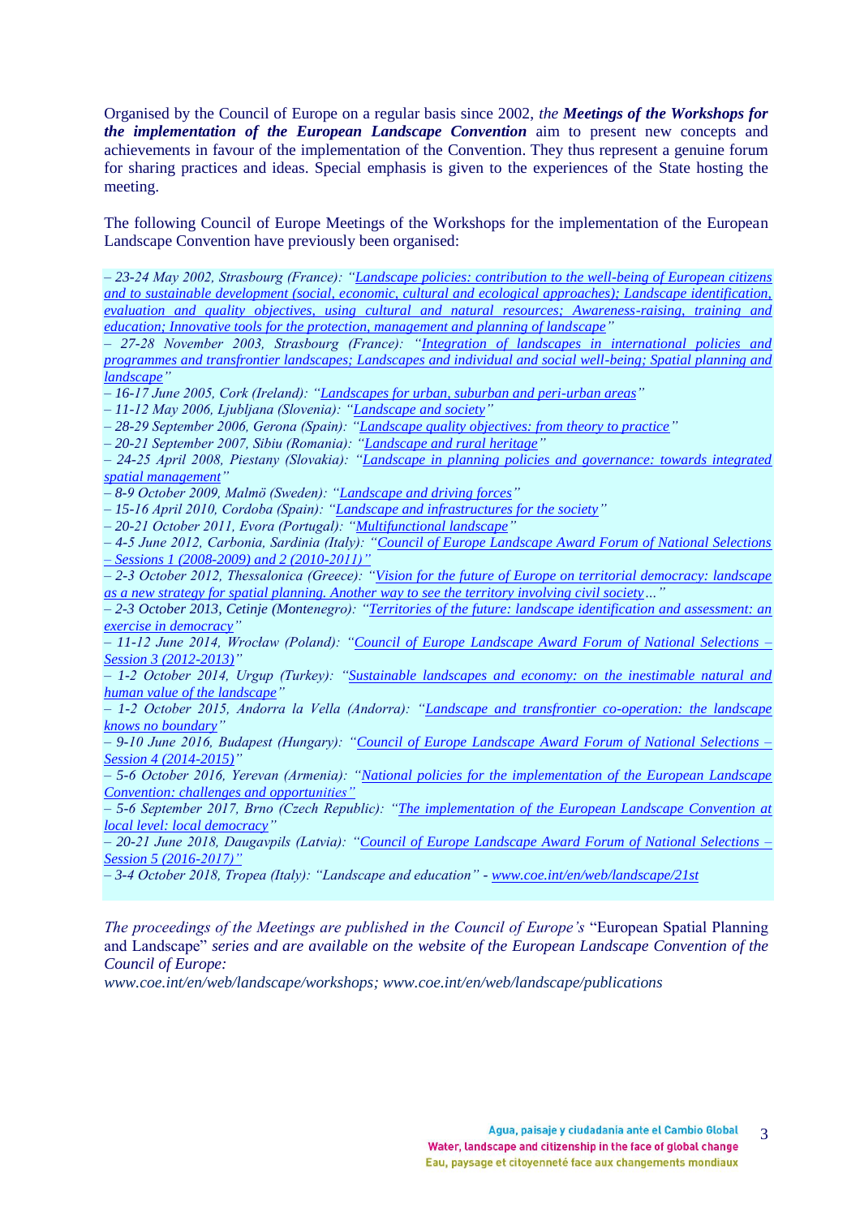Organised by the Council of Europe on a regular basis since 2002, *the* ***Meetings of the Workshops for the implementation of the European Landscape Convention*** aim to present new concepts and achievements in favour of the implementation of the Convention. They thus represent a genuine forum for sharing practices and ideas. Special emphasis is given to the experiences of the State hosting the meeting.

The following Council of Europe Meetings of the Workshops for the implementation of the European Landscape Convention have previously been organised:

*– 23-24 May 2002, Strasbourg (France): "Landscape policies: contribution to the well-being of European citizens and to sustainable development (social, economic, cultural and ecological approaches); Landscape identification, evaluation and quality objectives, using cultural and natural resources; Awareness-raising, training and education; Innovative tools for the protection, management and planning of landscape"*
*– 27-28 November 2003, Strasbourg (France): "Integration of landscapes in international policies and programmes and transfrontier landscapes; Landscapes and individual and social well-being; Spatial planning and landscape"*
*– 16-17 June 2005, Cork (Ireland): "Landscapes for urban, suburban and peri-urban areas"*
*– 11-12 May 2006, Ljubljana (Slovenia): "Landscape and society"*
*– 28-29 September 2006, Gerona (Spain): "Landscape quality objectives: from theory to practice"*
*– 20-21 September 2007, Sibiu (Romania): "Landscape and rural heritage"*
*– 24-25 April 2008, Piestany (Slovakia): "Landscape in planning policies and governance: towards integrated spatial management"*
*– 8-9 October 2009, Malmö (Sweden): "Landscape and driving forces"*
*– 15-16 April 2010, Cordoba (Spain): "Landscape and infrastructures for the society"*
*– 20-21 October 2011, Evora (Portugal): "Multifunctional landscape"*
*– 4-5 June 2012, Carbonia, Sardinia (Italy): "Council of Europe Landscape Award Forum of National Selections – Sessions 1 (2008-2009) and 2 (2010-2011)"*
*– 2-3 October 2012, Thessalonica (Greece): "Vision for the future of Europe on territorial democracy: landscape as a new strategy for spatial planning. Another way to see the territory involving civil society…"*
*– 2-3 October 2013, Cetinje (Montenegro): "Territories of the future: landscape identification and assessment: an exercise in democracy"*
*– 11-12 June 2014, Wrocław (Poland): "Council of Europe Landscape Award Forum of National Selections – Session 3 (2012-2013)"*
*– 1-2 October 2014, Urgup (Turkey): "Sustainable landscapes and economy: on the inestimable natural and human value of the landscape"*
*– 1-2 October 2015, Andorra la Vella (Andorra): "Landscape and transfrontier co-operation: the landscape knows no boundary"*
*– 9-10 June 2016, Budapest (Hungary): "Council of Europe Landscape Award Forum of National Selections – Session 4 (2014-2015)"*
*– 5-6 October 2016, Yerevan (Armenia): "National policies for the implementation of the European Landscape Convention: challenges and opportunities"*
*– 5-6 September 2017, Brno (Czech Republic): "The implementation of the European Landscape Convention at local level: local democracy"*
*– 20-21 June 2018, Daugavpils (Latvia): "Council of Europe Landscape Award Forum of National Selections – Session 5 (2016-2017)"*
*– 3-4 October 2018, Tropea (Italy): "Landscape and education"* - www.coe.int/en/web/landscape/21st

*The proceedings of the Meetings are published in the Council of Europe's* "European Spatial Planning and Landscape" *series and are available on the website of the European Landscape Convention of the Council of Europe:*
*www.coe.int/en/web/landscape/workshops; www.coe.int/en/web/landscape/publications*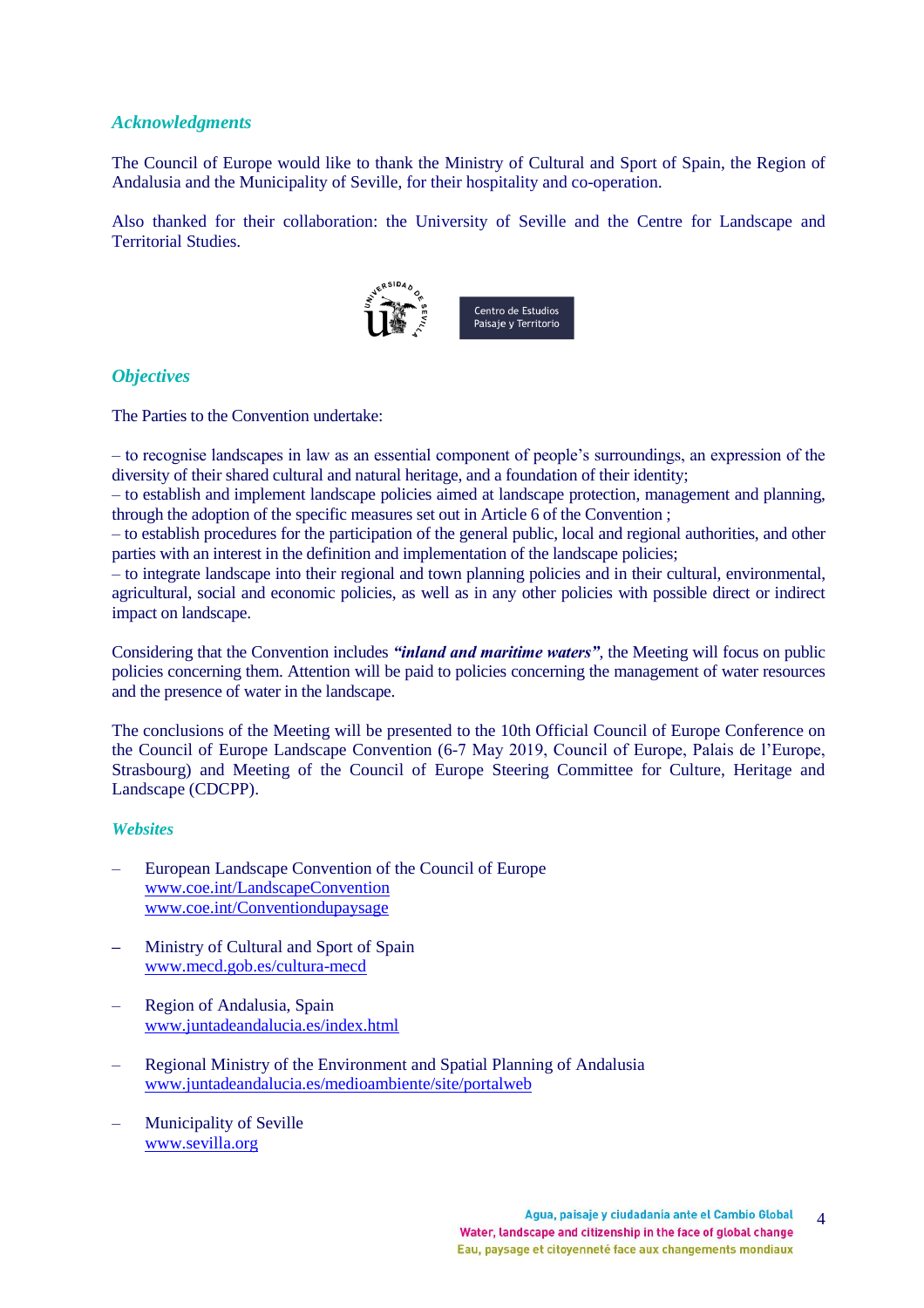## *Acknowledgments*

The Council of Europe would like to thank the Ministry of Cultural and Sport of Spain, the Region of Andalusia and the Municipality of Seville, for their hospitality and co-operation.

Also thanked for their collaboration: the University of Seville and the Centre for Landscape and Territorial Studies.

## *Objectives*

The Parties to the Convention undertake:

– to recognise landscapes in law as an essential component of people's surroundings, an expression of the diversity of their shared cultural and natural heritage, and a foundation of their identity;
– to establish and implement landscape policies aimed at landscape protection, management and planning, through the adoption of the specific measures set out in Article 6 of the Convention ;
– to establish procedures for the participation of the general public, local and regional authorities, and other parties with an interest in the definition and implementation of the landscape policies;
– to integrate landscape into their regional and town planning policies and in their cultural, environmental, agricultural, social and economic policies, as well as in any other policies with possible direct or indirect impact on landscape.

Considering that the Convention includes ***"inland and maritime waters"***, the Meeting will focus on public policies concerning them. Attention will be paid to policies concerning the management of water resources and the presence of water in the landscape.

The conclusions of the Meeting will be presented to the 10th Official Council of Europe Conference on the Council of Europe Landscape Convention (6-7 May 2019, Council of Europe, Palais de l'Europe, Strasbourg) and Meeting of the Council of Europe Steering Committee for Culture, Heritage and Landscape (CDCPP).

## *Websites*

- European Landscape Convention of the Council of Europe
  www.coe.int/LandscapeConvention
  www.coe.int/Conventiondupaysage
- Ministry of Cultural and Sport of Spain
  www.mecd.gob.es/cultura-mecd
- Region of Andalusia, Spain
  www.juntadeandalucia.es/index.html
- Regional Ministry of the Environment and Spatial Planning of Andalusia
  www.juntadeandalucia.es/medioambiente/site/portalweb
- Municipality of Seville
  www.sevilla.org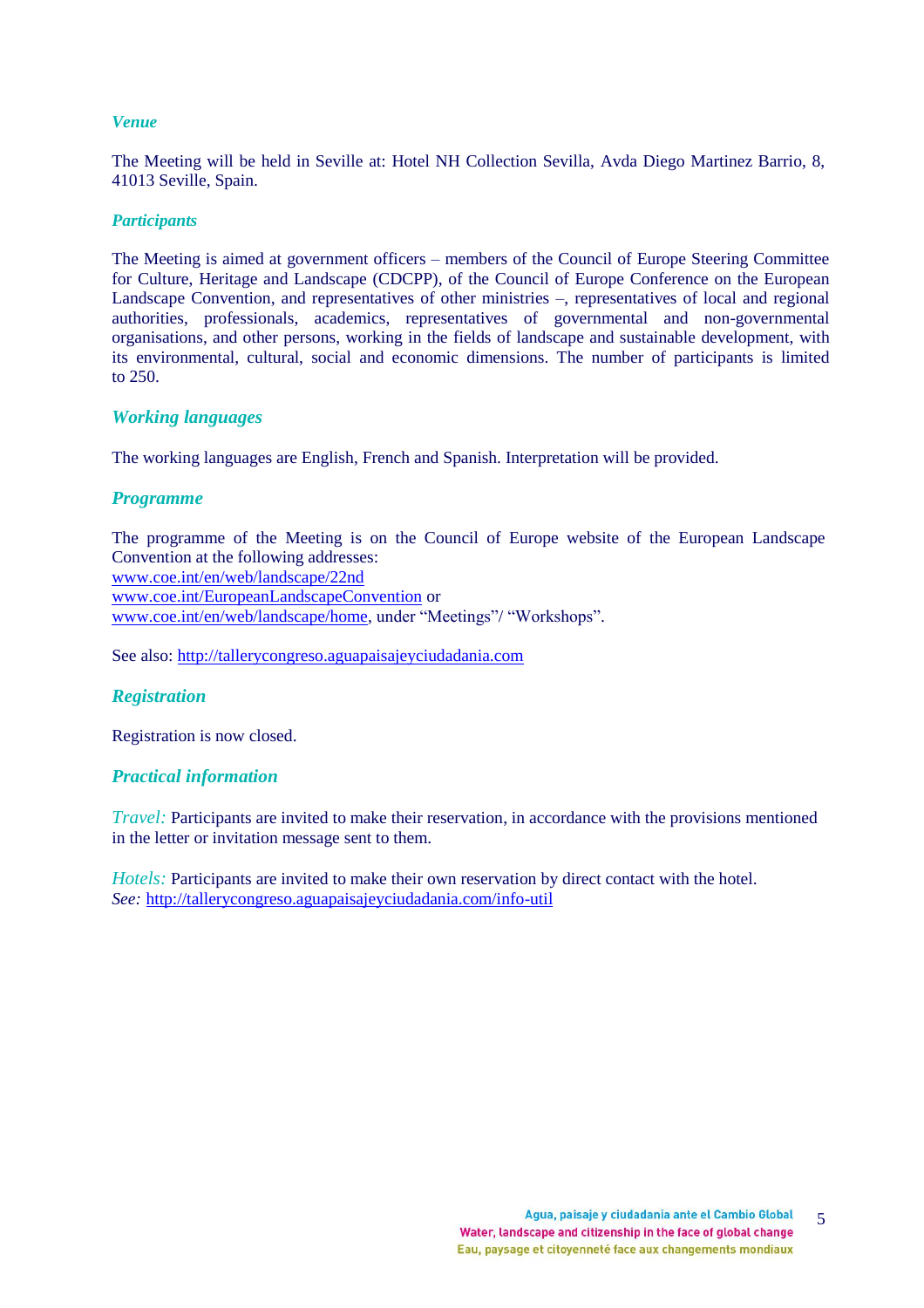### *Venue*

The Meeting will be held in Seville at: Hotel NH Collection Sevilla, Avda Diego Martinez Barrio, 8, 41013 Seville, Spain.

### *Participants*

The Meeting is aimed at government officers – members of the Council of Europe Steering Committee for Culture, Heritage and Landscape (CDCPP), of the Council of Europe Conference on the European Landscape Convention, and representatives of other ministries –, representatives of local and regional authorities, professionals, academics, representatives of governmental and non-governmental organisations, and other persons, working in the fields of landscape and sustainable development, with its environmental, cultural, social and economic dimensions. The number of participants is limited to 250.

### *Working languages*

The working languages are English, French and Spanish. Interpretation will be provided.

### *Programme*

The programme of the Meeting is on the Council of Europe website of the European Landscape Convention at the following addresses:
www.coe.int/en/web/landscape/22nd
www.coe.int/EuropeanLandscapeConvention or
www.coe.int/en/web/landscape/home, under "Meetings"/ "Workshops".

See also: http://tallerycongreso.aguapaisajeyciudadania.com

### *Registration*

Registration is now closed.

### *Practical information*

*Travel:* Participants are invited to make their reservation, in accordance with the provisions mentioned in the letter or invitation message sent to them.

*Hotels:* Participants are invited to make their own reservation by direct contact with the hotel.
*See:* http://tallerycongreso.aguapaisajeyciudadania.com/info-util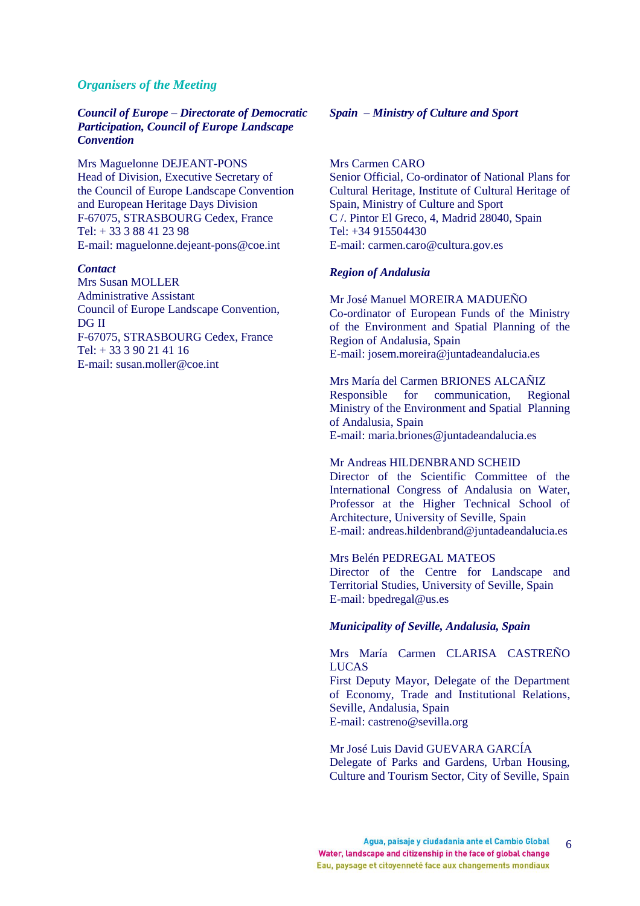## *Organisers of the Meeting*

***Council of Europe – Directorate of Democratic Participation, Council of Europe Landscape Convention***

Mrs Maguelonne DEJEANT-PONS
Head of Division, Executive Secretary of the Council of Europe Landscape Convention and European Heritage Days Division
F-67075, STRASBOURG Cedex, France
Tel: + 33 3 88 41 23 98
E-mail: maguelonne.dejeant-pons@coe.int

***Contact***
Mrs Susan MOLLER
Administrative Assistant
Council of Europe Landscape Convention, DG II
F-67075, STRASBOURG Cedex, France
Tel: + 33 3 90 21 41 16
E-mail: susan.moller@coe.int

***Spain – Ministry of Culture and Sport***

Mrs Carmen CARO
Senior Official, Co-ordinator of National Plans for Cultural Heritage, Institute of Cultural Heritage of Spain, Ministry of Culture and Sport
C /. Pintor El Greco, 4, Madrid 28040, Spain
Tel: +34 915504430
E-mail: carmen.caro@cultura.gov.es

***Region of Andalusia***

Mr José Manuel MOREIRA MADUEÑO
Co-ordinator of European Funds of the Ministry of the Environment and Spatial Planning of the Region of Andalusia, Spain
E-mail: josem.moreira@juntadeandalucia.es

Mrs María del Carmen BRIONES ALCAÑIZ
Responsible for communication, Regional Ministry of the Environment and Spatial Planning of Andalusia, Spain
E-mail: maria.briones@juntadeandalucia.es

Mr Andreas HILDENBRAND SCHEID
Director of the Scientific Committee of the International Congress of Andalusia on Water, Professor at the Higher Technical School of Architecture, University of Seville, Spain
E-mail: andreas.hildenbrand@juntadeandalucia.es

Mrs Belén PEDREGAL MATEOS
Director of the Centre for Landscape and Territorial Studies, University of Seville, Spain
E-mail: bpedregal@us.es

***Municipality of Seville, Andalusia, Spain***

Mrs María Carmen CLARISA CASTREÑO LUCAS
First Deputy Mayor, Delegate of the Department of Economy, Trade and Institutional Relations, Seville, Andalusia, Spain
E-mail: castreno@sevilla.org

Mr José Luis David GUEVARA GARCÍA
Delegate of Parks and Gardens, Urban Housing, Culture and Tourism Sector, City of Seville, Spain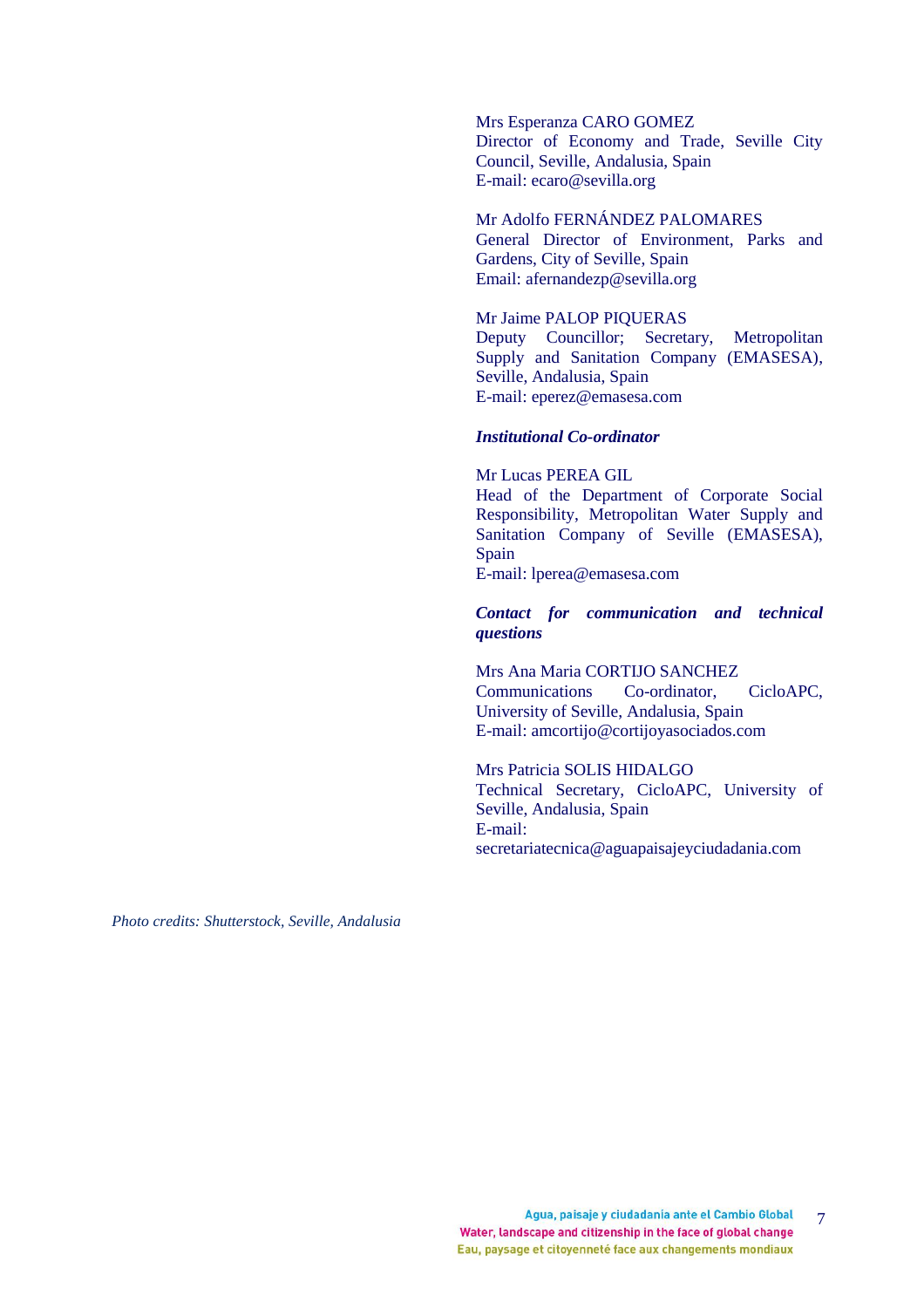Mrs Esperanza CARO GOMEZ
Director of Economy and Trade, Seville City Council, Seville, Andalusia, Spain
E-mail: ecaro@sevilla.org

Mr Adolfo FERNÁNDEZ PALOMARES
General Director of Environment, Parks and Gardens, City of Seville, Spain
Email: afernandezp@sevilla.org

Mr Jaime PALOP PIQUERAS
Deputy Councillor; Secretary, Metropolitan Supply and Sanitation Company (EMASESA), Seville, Andalusia, Spain
E-mail: eperez@emasesa.com

***Institutional Co-ordinator***

Mr Lucas PEREA GIL
Head of the Department of Corporate Social Responsibility, Metropolitan Water Supply and Sanitation Company of Seville (EMASESA), Spain
E-mail: lperea@emasesa.com

***Contact for communication and technical questions***

Mrs Ana Maria CORTIJO SANCHEZ
Communications Co-ordinator, CicloAPC, University of Seville, Andalusia, Spain
E-mail: amcortijo@cortijoyasociados.com

Mrs Patricia SOLIS HIDALGO
Technical Secretary, CicloAPC, University of Seville, Andalusia, Spain
E-mail:
secretariatecnica@aguapaisajeyciudadania.com

*Photo credits: Shutterstock, Seville, Andalusia*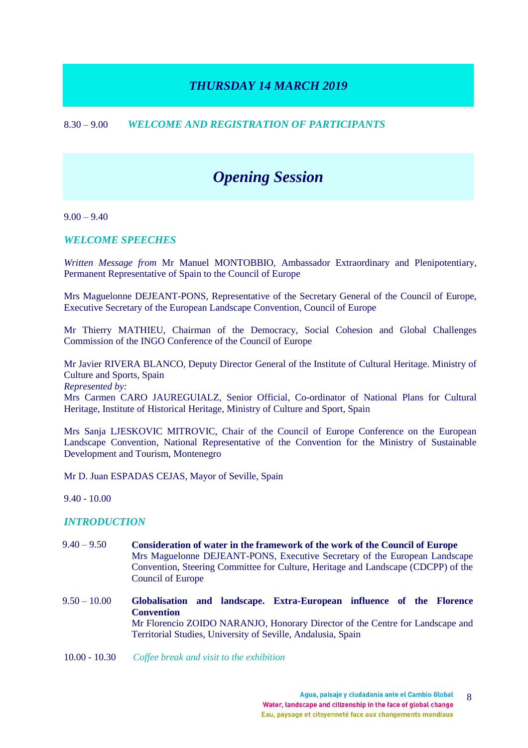## *THURSDAY 14 MARCH 2019*

8.30 – 9.00 ***WELCOME AND REGISTRATION OF PARTICIPANTS***

# *Opening Session*

9.00 – 9.40

### *WELCOME SPEECHES*

*Written Message from* Mr Manuel MONTOBBIO, Ambassador Extraordinary and Plenipotentiary, Permanent Representative of Spain to the Council of Europe

Mrs Maguelonne DEJEANT-PONS, Representative of the Secretary General of the Council of Europe, Executive Secretary of the European Landscape Convention, Council of Europe

Mr Thierry MATHIEU, Chairman of the Democracy, Social Cohesion and Global Challenges Commission of the INGO Conference of the Council of Europe

Mr Javier RIVERA BLANCO, Deputy Director General of the Institute of Cultural Heritage. Ministry of Culture and Sports, Spain
*Represented by:*
Mrs Carmen CARO JAUREGUIALZ, Senior Official, Co-ordinator of National Plans for Cultural Heritage, Institute of Historical Heritage, Ministry of Culture and Sport, Spain

Mrs Sanja LJESKOVIC MITROVIC, Chair of the Council of Europe Conference on the European Landscape Convention, National Representative of the Convention for the Ministry of Sustainable Development and Tourism, Montenegro

Mr D. Juan ESPADAS CEJAS, Mayor of Seville, Spain

9.40 - 10.00

### *INTRODUCTION*

9.40 – 9.50 **Consideration of water in the framework of the work of the Council of Europe**
Mrs Maguelonne DEJEANT-PONS, Executive Secretary of the European Landscape Convention, Steering Committee for Culture, Heritage and Landscape (CDCPP) of the Council of Europe

9.50 – 10.00 **Globalisation and landscape. Extra-European influence of the Florence Convention**
Mr Florencio ZOIDO NARANJO, Honorary Director of the Centre for Landscape and Territorial Studies, University of Seville, Andalusia, Spain

10.00 - 10.30 *Coffee break and visit to the exhibition*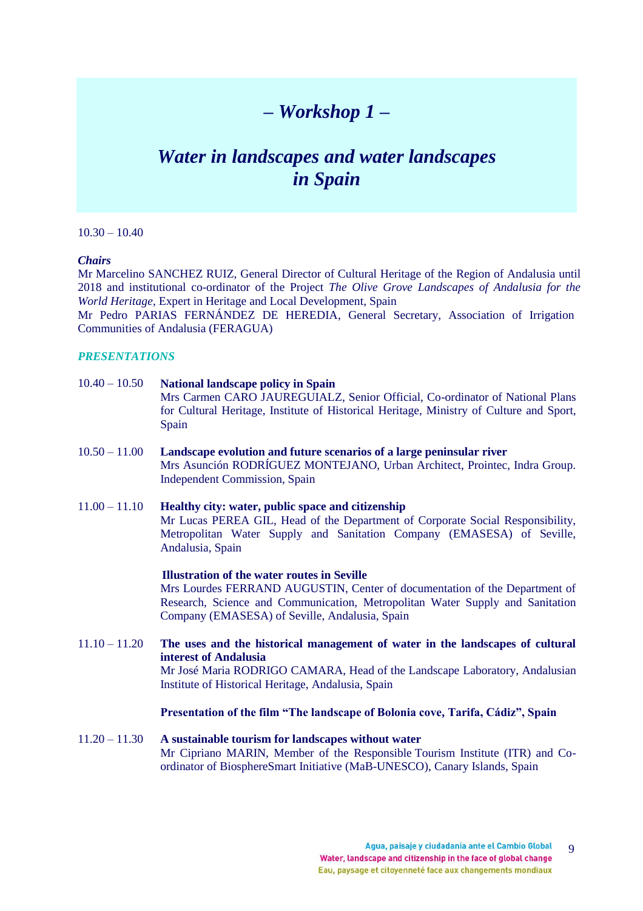# *– Workshop 1 –*

## *Water in landscapes and water landscapes in Spain*

10.30 – 10.40

***Chairs***

Mr Marcelino SANCHEZ RUIZ, General Director of Cultural Heritage of the Region of Andalusia until 2018 and institutional co-ordinator of the Project *The Olive Grove Landscapes of Andalusia for the World Heritage*, Expert in Heritage and Local Development, Spain

Mr Pedro PARIAS FERNÁNDEZ DE HEREDIA, General Secretary, Association of Irrigation Communities of Andalusia (FERAGUA)

***PRESENTATIONS***

10.40 – 10.50 **National landscape policy in Spain**
Mrs Carmen CARO JAUREGUIALZ, Senior Official, Co-ordinator of National Plans for Cultural Heritage, Institute of Historical Heritage, Ministry of Culture and Sport, Spain

10.50 – 11.00 **Landscape evolution and future scenarios of a large peninsular river**
Mrs Asunción RODRÍGUEZ MONTEJANO, Urban Architect, Prointec, Indra Group. Independent Commission, Spain

11.00 – 11.10 **Healthy city: water, public space and citizenship**
Mr Lucas PEREA GIL, Head of the Department of Corporate Social Responsibility, Metropolitan Water Supply and Sanitation Company (EMASESA) of Seville, Andalusia, Spain

**Illustration of the water routes in Seville**
Mrs Lourdes FERRAND AUGUSTIN, Center of documentation of the Department of Research, Science and Communication, Metropolitan Water Supply and Sanitation Company (EMASESA) of Seville, Andalusia, Spain

11.10 – 11.20 **The uses and the historical management of water in the landscapes of cultural interest of Andalusia**
Mr José Maria RODRIGO CAMARA, Head of the Landscape Laboratory, Andalusian Institute of Historical Heritage, Andalusia, Spain

**Presentation of the film "The landscape of Bolonia cove, Tarifa, Cádiz", Spain**

11.20 – 11.30 **A sustainable tourism for landscapes without water**
Mr Cipriano MARIN, Member of the Responsible Tourism Institute (ITR) and Co-ordinator of BiosphereSmart Initiative (MaB-UNESCO), Canary Islands, Spain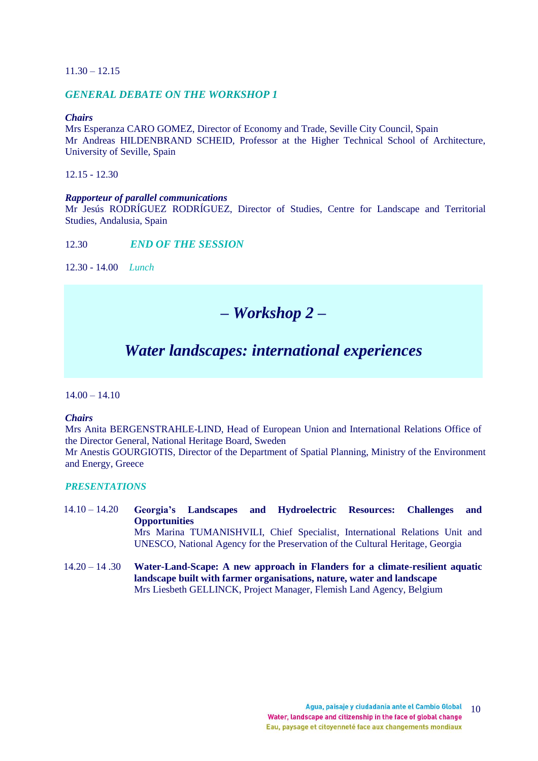11.30 – 12.15

*GENERAL DEBATE ON THE WORKSHOP 1*

***Chairs***
Mrs Esperanza CARO GOMEZ, Director of Economy and Trade, Seville City Council, Spain
Mr Andreas HILDENBRAND SCHEID, Professor at the Higher Technical School of Architecture, University of Seville, Spain

12.15 - 12.30

***Rapporteur of parallel communications***
Mr Jesús RODRÍGUEZ RODRÍGUEZ, Director of Studies, Centre for Landscape and Territorial Studies, Andalusia, Spain

12.30 *END OF THE SESSION*

12.30 - 14.00 *Lunch*

## *– Workshop 2 –*

## *Water landscapes: international experiences*

14.00 – 14.10

***Chairs***
Mrs Anita BERGENSTRAHLE-LIND, Head of European Union and International Relations Office of the Director General, National Heritage Board, Sweden
Mr Anestis GOURGIOTIS, Director of the Department of Spatial Planning, Ministry of the Environment and Energy, Greece

*PRESENTATIONS*

14.10 – 14.20 **Georgia's Landscapes and Hydroelectric Resources: Challenges and Opportunities**
Mrs Marina TUMANISHVILI, Chief Specialist, International Relations Unit and UNESCO, National Agency for the Preservation of the Cultural Heritage, Georgia

14.20 – 14 .30 **Water-Land-Scape: A new approach in Flanders for a climate-resilient aquatic landscape built with farmer organisations, nature, water and landscape**
Mrs Liesbeth GELLINCK, Project Manager, Flemish Land Agency, Belgium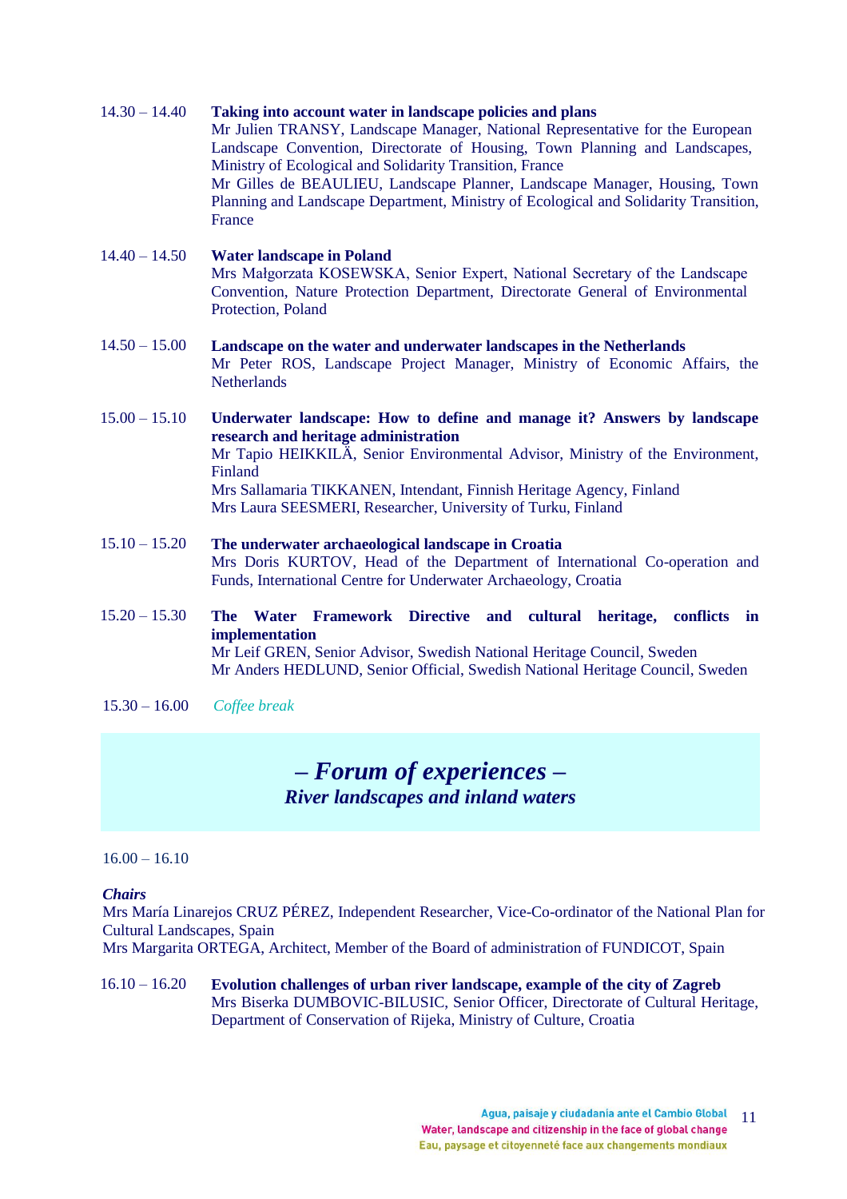14.30 – 14.40 **Taking into account water in landscape policies and plans**
Mr Julien TRANSY, Landscape Manager, National Representative for the European Landscape Convention, Directorate of Housing, Town Planning and Landscapes, Ministry of Ecological and Solidarity Transition, France
Mr Gilles de BEAULIEU, Landscape Planner, Landscape Manager, Housing, Town Planning and Landscape Department, Ministry of Ecological and Solidarity Transition, France

14.40 – 14.50 **Water landscape in Poland**
Mrs Małgorzata KOSEWSKA, Senior Expert, National Secretary of the Landscape Convention, Nature Protection Department, Directorate General of Environmental Protection, Poland

14.50 – 15.00 **Landscape on the water and underwater landscapes in the Netherlands**
Mr Peter ROS, Landscape Project Manager, Ministry of Economic Affairs, the Netherlands

15.00 – 15.10 **Underwater landscape: How to define and manage it? Answers by landscape research and heritage administration**
Mr Tapio HEIKKILÄ, Senior Environmental Advisor, Ministry of the Environment, Finland
Mrs Sallamaria TIKKANEN, Intendant, Finnish Heritage Agency, Finland
Mrs Laura SEESMERI, Researcher, University of Turku, Finland

15.10 – 15.20 **The underwater archaeological landscape in Croatia**
Mrs Doris KURTOV, Head of the Department of International Co-operation and Funds, International Centre for Underwater Archaeology, Croatia

15.20 – 15.30 **The Water Framework Directive and cultural heritage, conflicts in implementation**
Mr Leif GREN, Senior Advisor, Swedish National Heritage Council, Sweden
Mr Anders HEDLUND, Senior Official, Swedish National Heritage Council, Sweden

15.30 – 16.00 *Coffee break*

## *– Forum of experiences –*
### *River landscapes and inland waters*

16.00 – 16.10

***Chairs***
Mrs María Linarejos CRUZ PÉREZ, Independent Researcher, Vice-Co-ordinator of the National Plan for Cultural Landscapes, Spain
Mrs Margarita ORTEGA, Architect, Member of the Board of administration of FUNDICOT, Spain

16.10 – 16.20 **Evolution challenges of urban river landscape, example of the city of Zagreb**
Mrs Biserka DUMBOVIC-BILUSIC, Senior Officer, Directorate of Cultural Heritage, Department of Conservation of Rijeka, Ministry of Culture, Croatia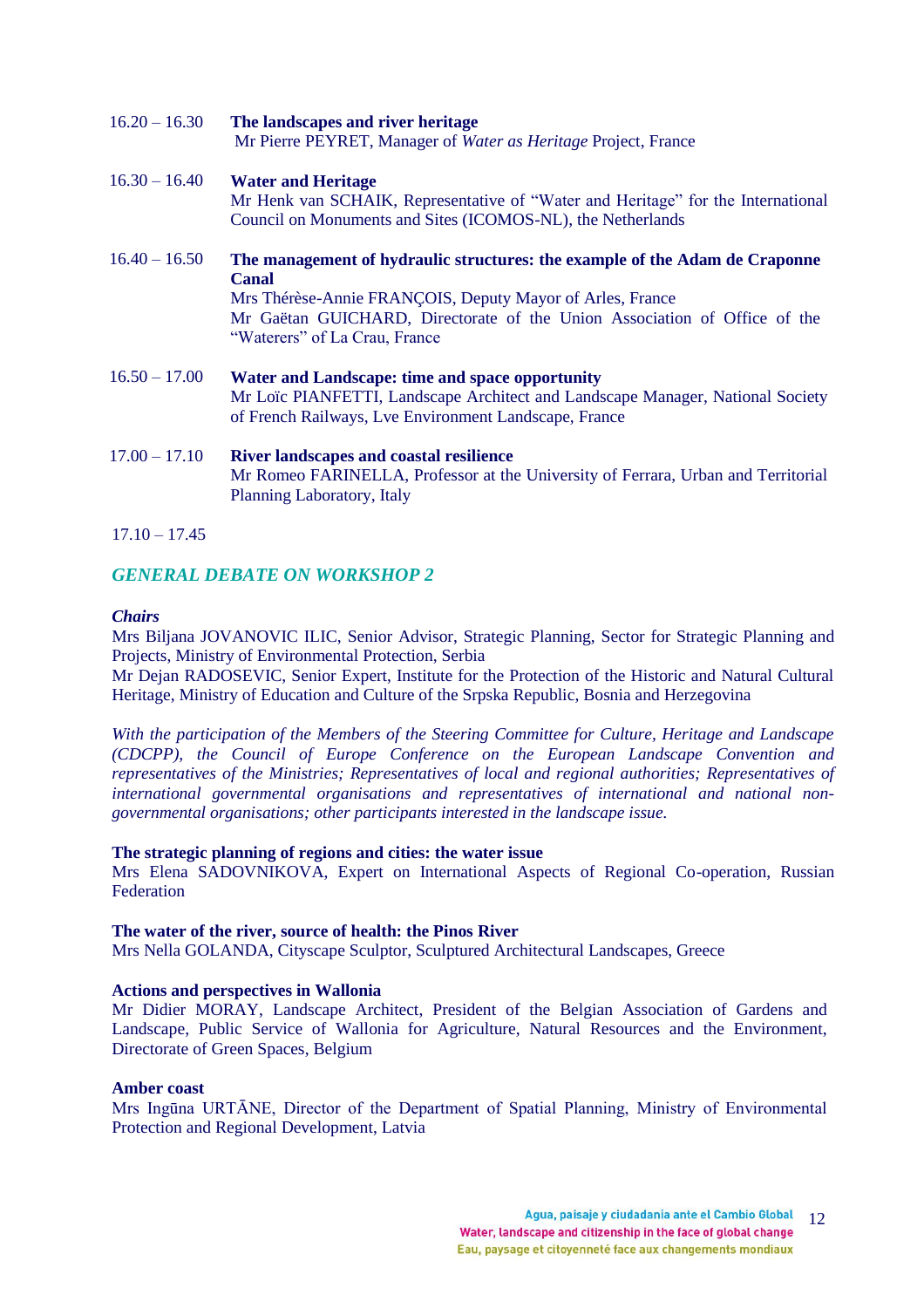16.20 – 16.30 **The landscapes and river heritage**
Mr Pierre PEYRET, Manager of *Water as Heritage* Project, France

16.30 – 16.40 **Water and Heritage**
Mr Henk van SCHAIK, Representative of “Water and Heritage” for the International Council on Monuments and Sites (ICOMOS-NL), the Netherlands

16.40 – 16.50 **The management of hydraulic structures: the example of the Adam de Craponne Canal**
Mrs Thérèse-Annie FRANÇOIS, Deputy Mayor of Arles, France
Mr Gaëtan GUICHARD, Directorate of the Union Association of Office of the “Waterers” of La Crau, France

16.50 – 17.00 **Water and Landscape: time and space opportunity**
Mr Loïc PIANFETTI, Landscape Architect and Landscape Manager, National Society of French Railways, Lve Environment Landscape, France

17.00 – 17.10 **River landscapes and coastal resilience**
Mr Romeo FARINELLA, Professor at the University of Ferrara, Urban and Territorial Planning Laboratory, Italy

17.10 – 17.45

## *GENERAL DEBATE ON WORKSHOP 2*

***Chairs***
Mrs Biljana JOVANOVIC ILIC, Senior Advisor, Strategic Planning, Sector for Strategic Planning and Projects, Ministry of Environmental Protection, Serbia
Mr Dejan RADOSEVIC, Senior Expert, Institute for the Protection of the Historic and Natural Cultural Heritage, Ministry of Education and Culture of the Srpska Republic, Bosnia and Herzegovina

*With the participation of the Members of the Steering Committee for Culture, Heritage and Landscape (CDCPP), the Council of Europe Conference on the European Landscape Convention and representatives of the Ministries; Representatives of local and regional authorities; Representatives of international governmental organisations and representatives of international and national non-governmental organisations; other participants interested in the landscape issue.*

**The strategic planning of regions and cities: the water issue**
Mrs Elena SADOVNIKOVA, Expert on International Aspects of Regional Co-operation, Russian Federation

**The water of the river, source of health: the Pinos River**
Mrs Nella GOLANDA, Cityscape Sculptor, Sculptured Architectural Landscapes, Greece

**Actions and perspectives in Wallonia**
Mr Didier MORAY, Landscape Architect, President of the Belgian Association of Gardens and Landscape, Public Service of Wallonia for Agriculture, Natural Resources and the Environment, Directorate of Green Spaces, Belgium

**Amber coast**
Mrs Ingūna URTĀNE, Director of the Department of Spatial Planning, Ministry of Environmental Protection and Regional Development, Latvia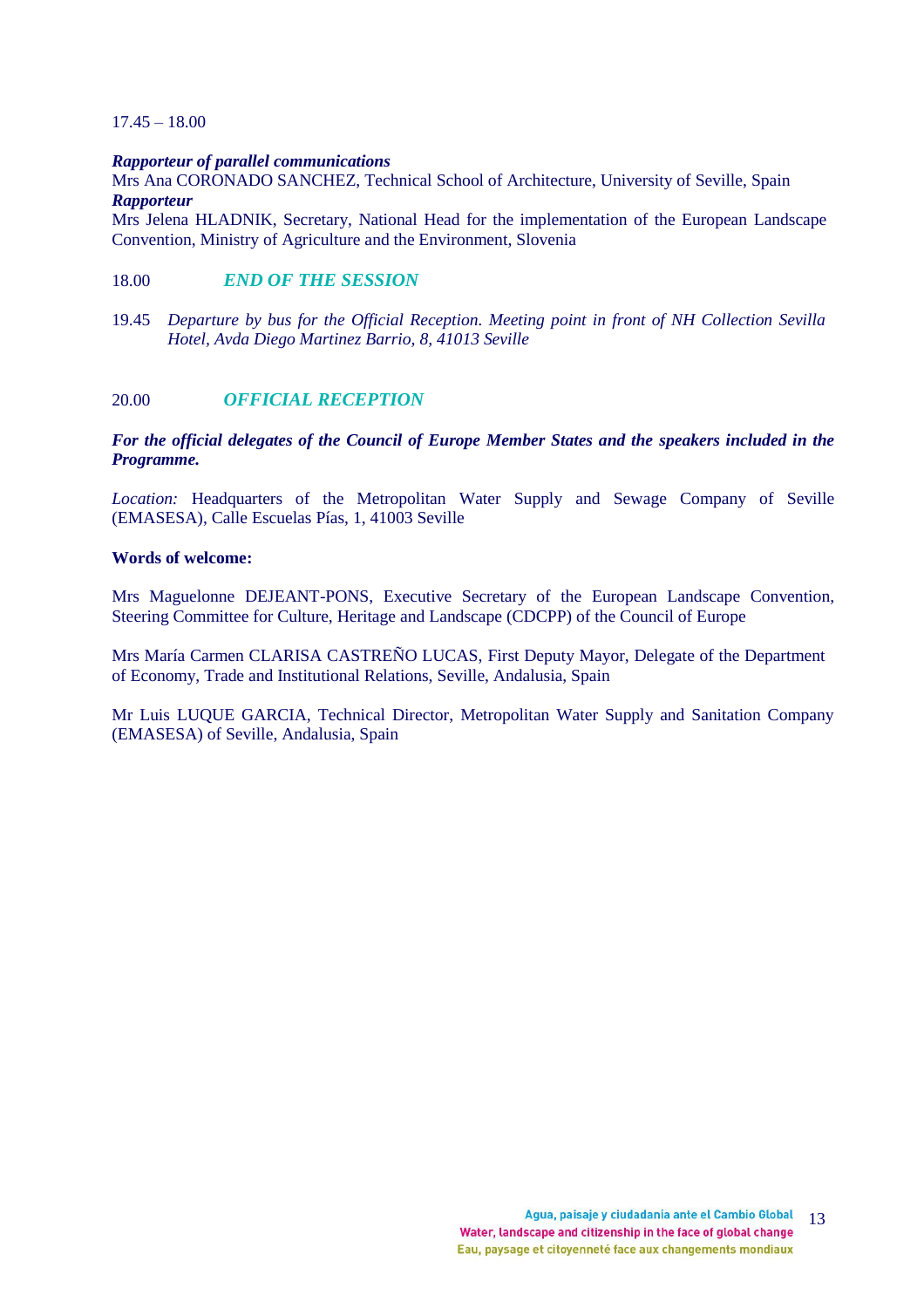17.45 – 18.00

***Rapporteur of parallel communications***
Mrs Ana CORONADO SANCHEZ, Technical School of Architecture, University of Seville, Spain
***Rapporteur***
Mrs Jelena HLADNIK, Secretary, National Head for the implementation of the European Landscape Convention, Ministry of Agriculture and the Environment, Slovenia

18.00 ***END OF THE SESSION***

19.45 *Departure by bus for the Official Reception. Meeting point in front of NH Collection Sevilla Hotel, Avda Diego Martinez Barrio, 8, 41013 Seville*

20.00 ***OFFICIAL RECEPTION***

***For the official delegates of the Council of Europe Member States and the speakers included in the Programme.***

*Location:* Headquarters of the Metropolitan Water Supply and Sewage Company of Seville (EMASESA), Calle Escuelas Pías, 1, 41003 Seville

**Words of welcome:**

Mrs Maguelonne DEJEANT-PONS, Executive Secretary of the European Landscape Convention, Steering Committee for Culture, Heritage and Landscape (CDCPP) of the Council of Europe

Mrs María Carmen CLARISA CASTREÑO LUCAS, First Deputy Mayor, Delegate of the Department of Economy, Trade and Institutional Relations, Seville, Andalusia, Spain

Mr Luis LUQUE GARCIA, Technical Director, Metropolitan Water Supply and Sanitation Company (EMASESA) of Seville, Andalusia, Spain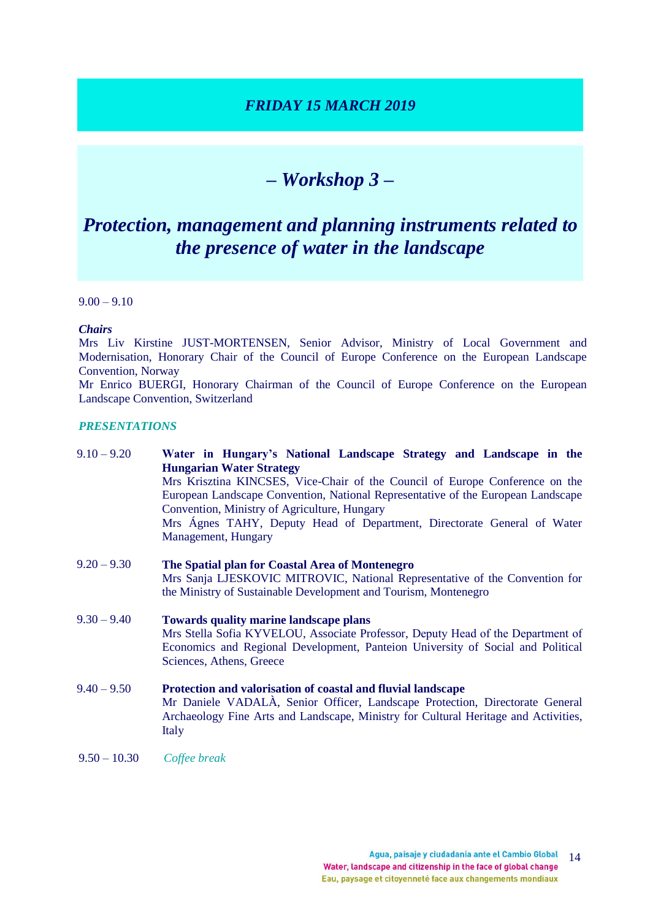## *FRIDAY 15 MARCH 2019*

# *– Workshop 3 –*

# *Protection, management and planning instruments related to the presence of water in the landscape*

9.00 – 9.10

***Chairs***

Mrs Liv Kirstine JUST-MORTENSEN, Senior Advisor, Ministry of Local Government and Modernisation, Honorary Chair of the Council of Europe Conference on the European Landscape Convention, Norway

Mr Enrico BUERGI, Honorary Chairman of the Council of Europe Conference on the European Landscape Convention, Switzerland

***PRESENTATIONS***

9.10 – 9.20 **Water in Hungary's National Landscape Strategy and Landscape in the Hungarian Water Strategy**
Mrs Krisztina KINCSES, Vice-Chair of the Council of Europe Conference on the European Landscape Convention, National Representative of the European Landscape Convention, Ministry of Agriculture, Hungary
Mrs Ágnes TAHY, Deputy Head of Department, Directorate General of Water Management, Hungary

9.20 – 9.30 **The Spatial plan for Coastal Area of Montenegro**
Mrs Sanja LJESKOVIC MITROVIC, National Representative of the Convention for the Ministry of Sustainable Development and Tourism, Montenegro

9.30 – 9.40 **Towards quality marine landscape plans**
Mrs Stella Sofia KYVELOU, Associate Professor, Deputy Head of the Department of Economics and Regional Development, Panteion University of Social and Political Sciences, Athens, Greece

9.40 – 9.50 **Protection and valorisation of coastal and fluvial landscape**
Mr Daniele VADALÀ, Senior Officer, Landscape Protection, Directorate General Archaeology Fine Arts and Landscape, Ministry for Cultural Heritage and Activities, Italy

9.50 – 10.30 *Coffee break*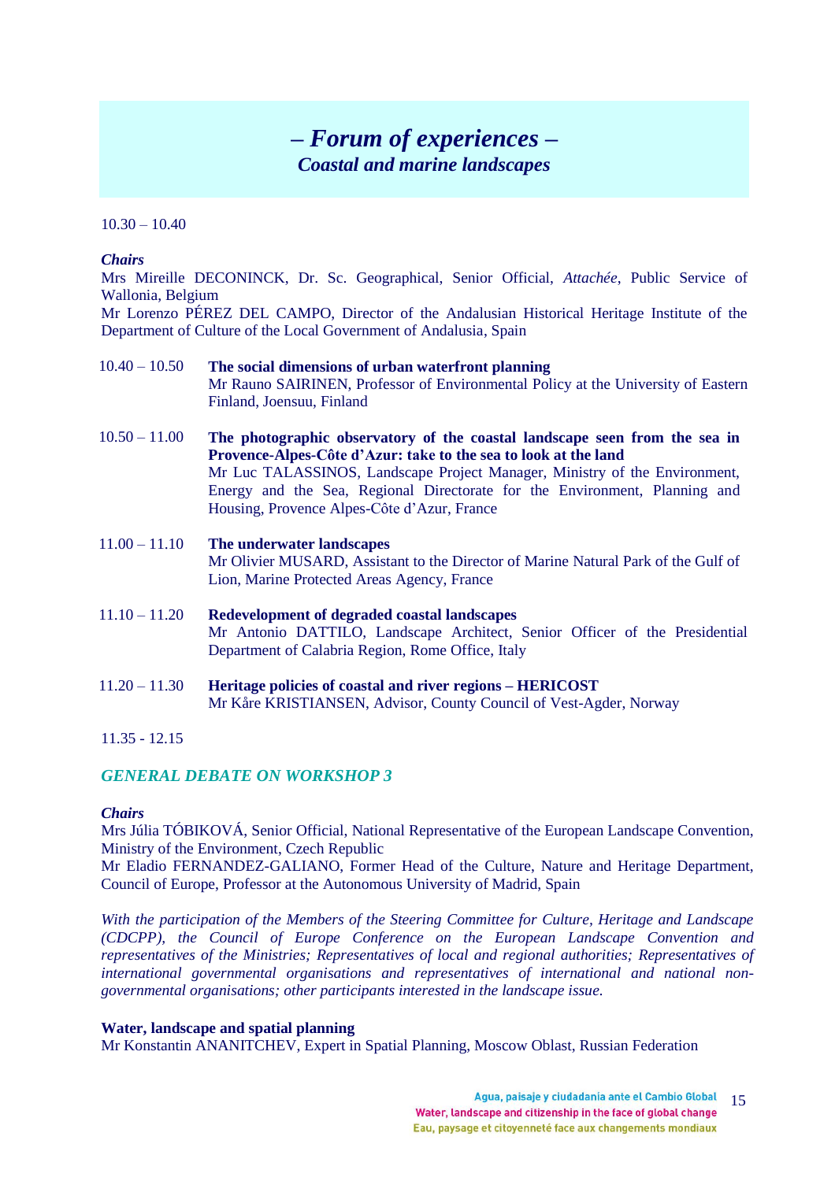# – *Forum of experiences* –

## *Coastal and marine landscapes*

10.30 – 10.40

***Chairs***

Mrs Mireille DECONINCK, Dr. Sc. Geographical, Senior Official, *Attachée*, Public Service of Wallonia, Belgium

Mr Lorenzo PÉREZ DEL CAMPO, Director of the Andalusian Historical Heritage Institute of the Department of Culture of the Local Government of Andalusia, Spain

10.40 – 10.50 **The social dimensions of urban waterfront planning**
Mr Rauno SAIRINEN, Professor of Environmental Policy at the University of Eastern Finland, Joensuu, Finland

10.50 – 11.00 **The photographic observatory of the coastal landscape seen from the sea in Provence-Alpes-Côte d'Azur: take to the sea to look at the land**
Mr Luc TALASSINOS, Landscape Project Manager, Ministry of the Environment, Energy and the Sea, Regional Directorate for the Environment, Planning and Housing, Provence Alpes-Côte d'Azur, France

11.00 – 11.10 **The underwater landscapes**
Mr Olivier MUSARD, Assistant to the Director of Marine Natural Park of the Gulf of Lion, Marine Protected Areas Agency, France

11.10 – 11.20 **Redevelopment of degraded coastal landscapes**
Mr Antonio DATTILO, Landscape Architect, Senior Officer of the Presidential Department of Calabria Region, Rome Office, Italy

11.20 – 11.30 **Heritage policies of coastal and river regions – HERICOST**
Mr Kåre KRISTIANSEN, Advisor, County Council of Vest-Agder, Norway

11.35 - 12.15

### *GENERAL DEBATE ON WORKSHOP 3*

***Chairs***

Mrs Júlia TÓBIKOVÁ, Senior Official, National Representative of the European Landscape Convention, Ministry of the Environment, Czech Republic

Mr Eladio FERNANDEZ-GALIANO, Former Head of the Culture, Nature and Heritage Department, Council of Europe, Professor at the Autonomous University of Madrid, Spain

*With the participation of the Members of the Steering Committee for Culture, Heritage and Landscape (CDCPP), the Council of Europe Conference on the European Landscape Convention and representatives of the Ministries; Representatives of local and regional authorities; Representatives of international governmental organisations and representatives of international and national non-governmental organisations; other participants interested in the landscape issue.*

**Water, landscape and spatial planning**
Mr Konstantin ANANITCHEV, Expert in Spatial Planning, Moscow Oblast, Russian Federation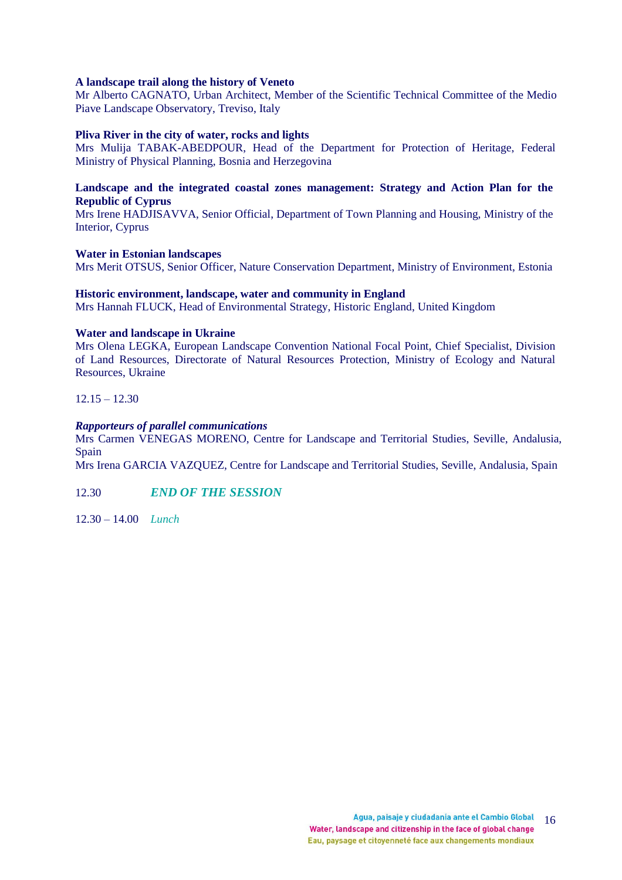**A landscape trail along the history of Veneto**
Mr Alberto CAGNATO, Urban Architect, Member of the Scientific Technical Committee of the Medio Piave Landscape Observatory, Treviso, Italy

**Pliva River in the city of water, rocks and lights**
Mrs Mulija TABAK-ABEDPOUR, Head of the Department for Protection of Heritage, Federal Ministry of Physical Planning, Bosnia and Herzegovina

**Landscape and the integrated coastal zones management: Strategy and Action Plan for the Republic of Cyprus**
Mrs Irene HADJISAVVA, Senior Official, Department of Town Planning and Housing, Ministry of the Interior, Cyprus

**Water in Estonian landscapes**
Mrs Merit OTSUS, Senior Officer, Nature Conservation Department, Ministry of Environment, Estonia

**Historic environment, landscape, water and community in England**
Mrs Hannah FLUCK, Head of Environmental Strategy, Historic England, United Kingdom

**Water and landscape in Ukraine**
Mrs Olena LEGKA, European Landscape Convention National Focal Point, Chief Specialist, Division of Land Resources, Directorate of Natural Resources Protection, Ministry of Ecology and Natural Resources, Ukraine

12.15 – 12.30

***Rapporteurs of parallel communications***
Mrs Carmen VENEGAS MORENO, Centre for Landscape and Territorial Studies, Seville, Andalusia, Spain
Mrs Irena GARCIA VAZQUEZ, Centre for Landscape and Territorial Studies, Seville, Andalusia, Spain

12.30 ***END OF THE SESSION***

12.30 – 14.00 *Lunch*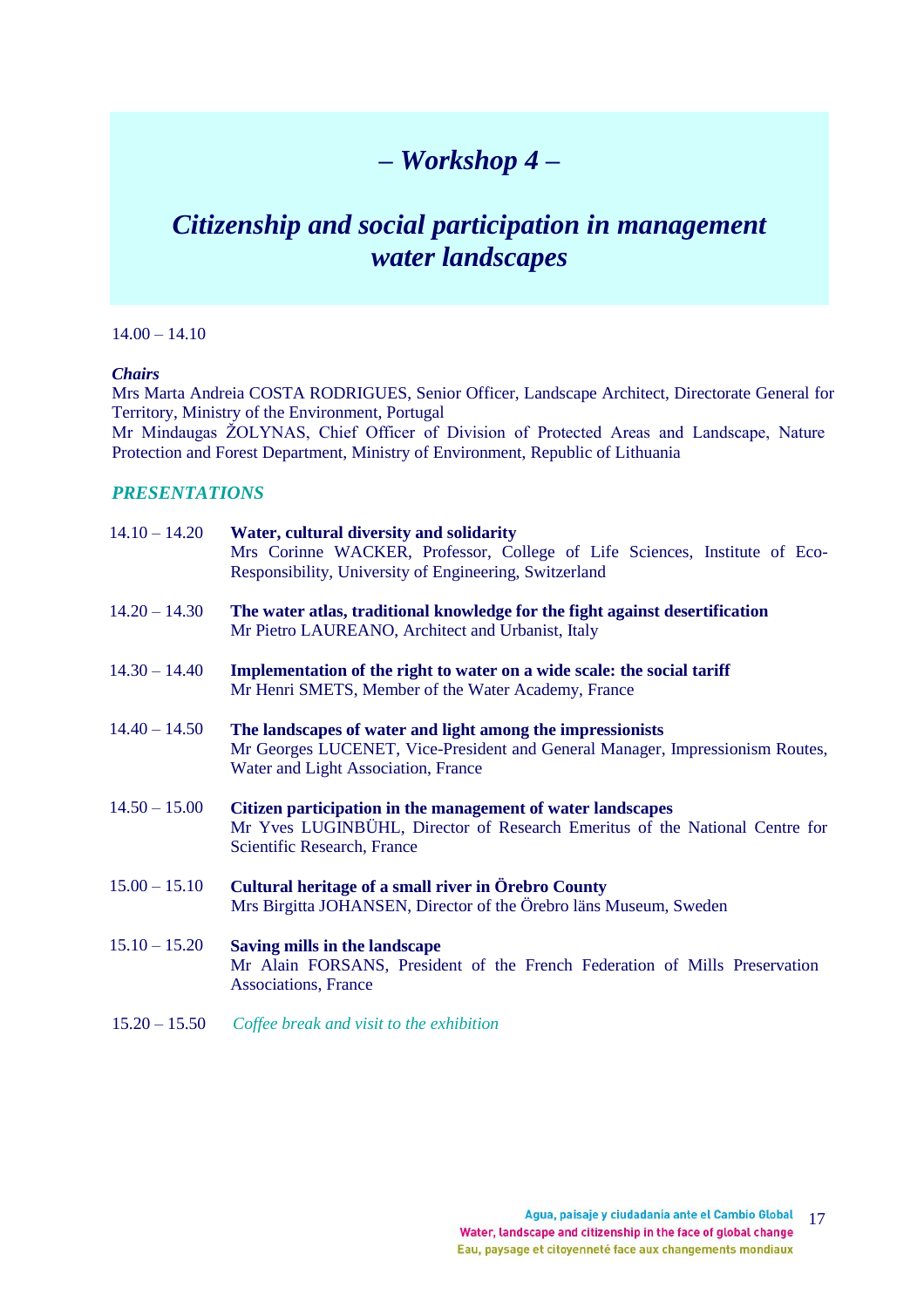# *– Workshop 4 –*

## *Citizenship and social participation in management water landscapes*

14.00 – 14.10

***Chairs***

Mrs Marta Andreia COSTA RODRIGUES, Senior Officer, Landscape Architect, Directorate General for Territory, Ministry of the Environment, Portugal

Mr Mindaugas ŽOLYNAS, Chief Officer of Division of Protected Areas and Landscape, Nature Protection and Forest Department, Ministry of Environment, Republic of Lithuania

### *PRESENTATIONS*

14.10 – 14.20 **Water, cultural diversity and solidarity**
Mrs Corinne WACKER, Professor, College of Life Sciences, Institute of Eco-Responsibility, University of Engineering, Switzerland

14.20 – 14.30 **The water atlas, traditional knowledge for the fight against desertification**
Mr Pietro LAUREANO, Architect and Urbanist, Italy

14.30 – 14.40 **Implementation of the right to water on a wide scale: the social tariff**
Mr Henri SMETS, Member of the Water Academy, France

14.40 – 14.50 **The landscapes of water and light among the impressionists**
Mr Georges LUCENET, Vice-President and General Manager, Impressionism Routes, Water and Light Association, France

14.50 – 15.00 **Citizen participation in the management of water landscapes**
Mr Yves LUGINBÜHL, Director of Research Emeritus of the National Centre for Scientific Research, France

15.00 – 15.10 **Cultural heritage of a small river in Örebro County**
Mrs Birgitta JOHANSEN, Director of the Örebro läns Museum, Sweden

15.10 – 15.20 **Saving mills in the landscape**
Mr Alain FORSANS, President of the French Federation of Mills Preservation Associations, France

15.20 – 15.50 *Coffee break and visit to the exhibition*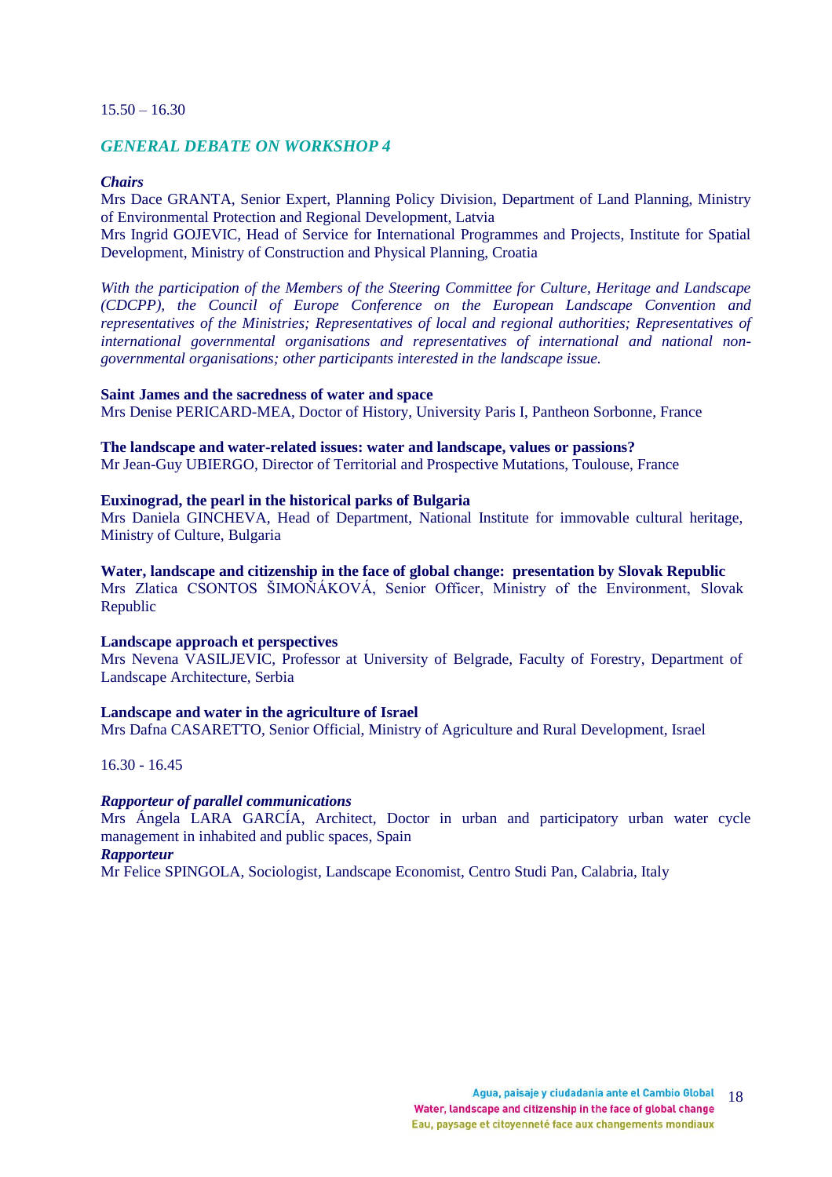15.50 – 16.30

## *GENERAL DEBATE ON WORKSHOP 4*

***Chairs***

Mrs Dace GRANTA, Senior Expert, Planning Policy Division, Department of Land Planning, Ministry of Environmental Protection and Regional Development, Latvia

Mrs Ingrid GOJEVIC, Head of Service for International Programmes and Projects, Institute for Spatial Development, Ministry of Construction and Physical Planning, Croatia

*With the participation of the Members of the Steering Committee for Culture, Heritage and Landscape (CDCPP), the Council of Europe Conference on the European Landscape Convention and representatives of the Ministries; Representatives of local and regional authorities; Representatives of international governmental organisations and representatives of international and national non-governmental organisations; other participants interested in the landscape issue.*

**Saint James and the sacredness of water and space**

Mrs Denise PERICARD-MEA, Doctor of History, University Paris I, Pantheon Sorbonne, France

**The landscape and water-related issues: water and landscape, values or passions?**

Mr Jean-Guy UBIERGO, Director of Territorial and Prospective Mutations, Toulouse, France

**Euxinograd, the pearl in the historical parks of Bulgaria**

Mrs Daniela GINCHEVA, Head of Department, National Institute for immovable cultural heritage, Ministry of Culture, Bulgaria

**Water, landscape and citizenship in the face of global change: presentation by Slovak Republic**

Mrs Zlatica CSONTOS ŠIMOŇÁKOVÁ, Senior Officer, Ministry of the Environment, Slovak Republic

**Landscape approach et perspectives**

Mrs Nevena VASILJEVIC, Professor at University of Belgrade, Faculty of Forestry, Department of Landscape Architecture, Serbia

**Landscape and water in the agriculture of Israel**

Mrs Dafna CASARETTO, Senior Official, Ministry of Agriculture and Rural Development, Israel

16.30 - 16.45

***Rapporteur of parallel communications***

Mrs Ángela LARA GARCÍA, Architect, Doctor in urban and participatory urban water cycle management in inhabited and public spaces, Spain

***Rapporteur***

Mr Felice SPINGOLA, Sociologist, Landscape Economist, Centro Studi Pan, Calabria, Italy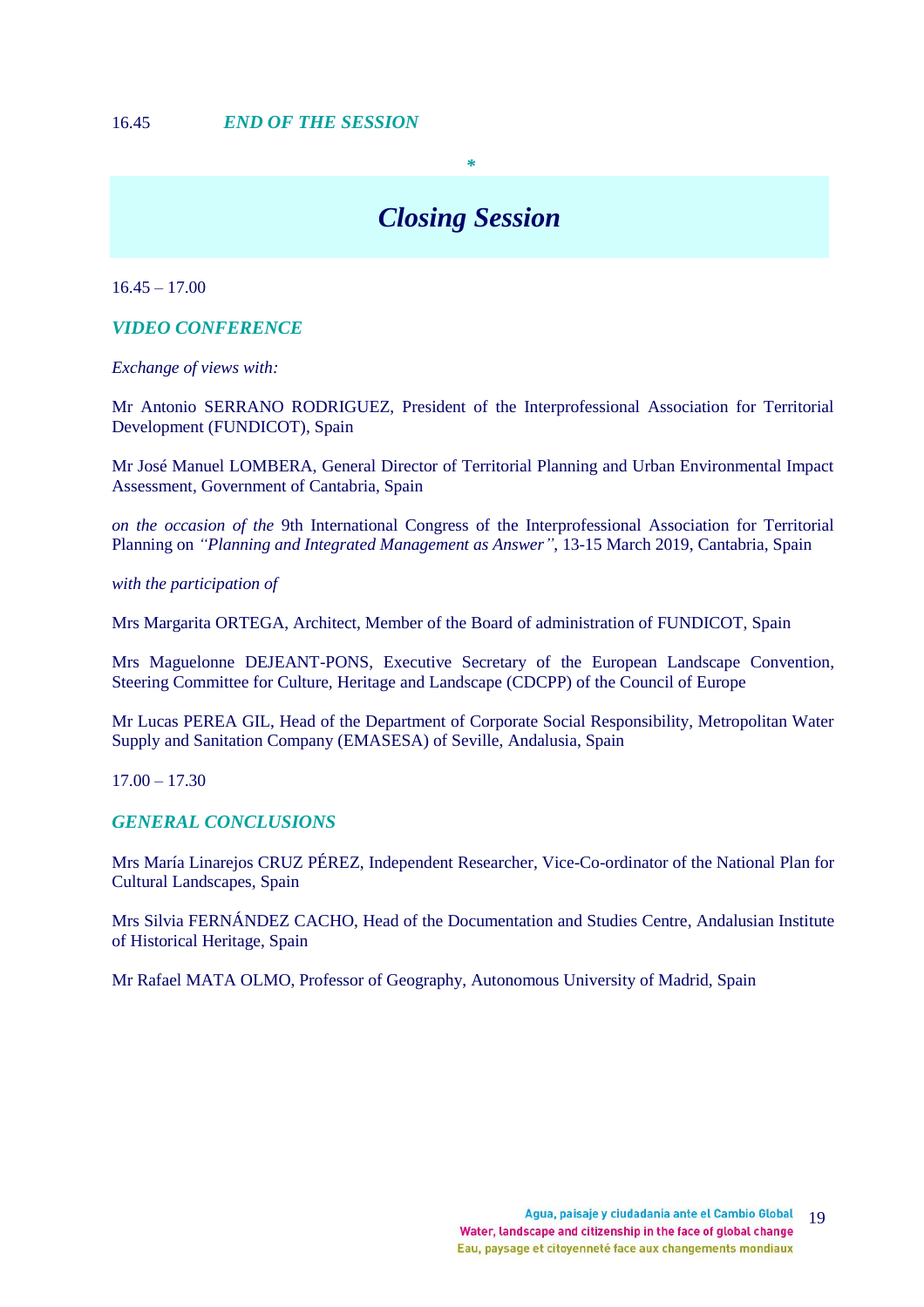16.45 ***END OF THE SESSION***

*

# *Closing Session*

16.45 – 17.00

***VIDEO CONFERENCE***

*Exchange of views with:*

Mr Antonio SERRANO RODRIGUEZ, President of the Interprofessional Association for Territorial Development (FUNDICOT), Spain

Mr José Manuel LOMBERA, General Director of Territorial Planning and Urban Environmental Impact Assessment, Government of Cantabria, Spain

*on the occasion of the* 9th International Congress of the Interprofessional Association for Territorial Planning on *"Planning and Integrated Management as Answer"*, 13-15 March 2019, Cantabria, Spain

*with the participation of*

Mrs Margarita ORTEGA, Architect, Member of the Board of administration of FUNDICOT, Spain

Mrs Maguelonne DEJEANT-PONS, Executive Secretary of the European Landscape Convention, Steering Committee for Culture, Heritage and Landscape (CDCPP) of the Council of Europe

Mr Lucas PEREA GIL, Head of the Department of Corporate Social Responsibility, Metropolitan Water Supply and Sanitation Company (EMASESA) of Seville, Andalusia, Spain

17.00 – 17.30

***GENERAL CONCLUSIONS***

Mrs María Linarejos CRUZ PÉREZ, Independent Researcher, Vice-Co-ordinator of the National Plan for Cultural Landscapes, Spain

Mrs Silvia FERNÁNDEZ CACHO, Head of the Documentation and Studies Centre, Andalusian Institute of Historical Heritage, Spain

Mr Rafael MATA OLMO, Professor of Geography, Autonomous University of Madrid, Spain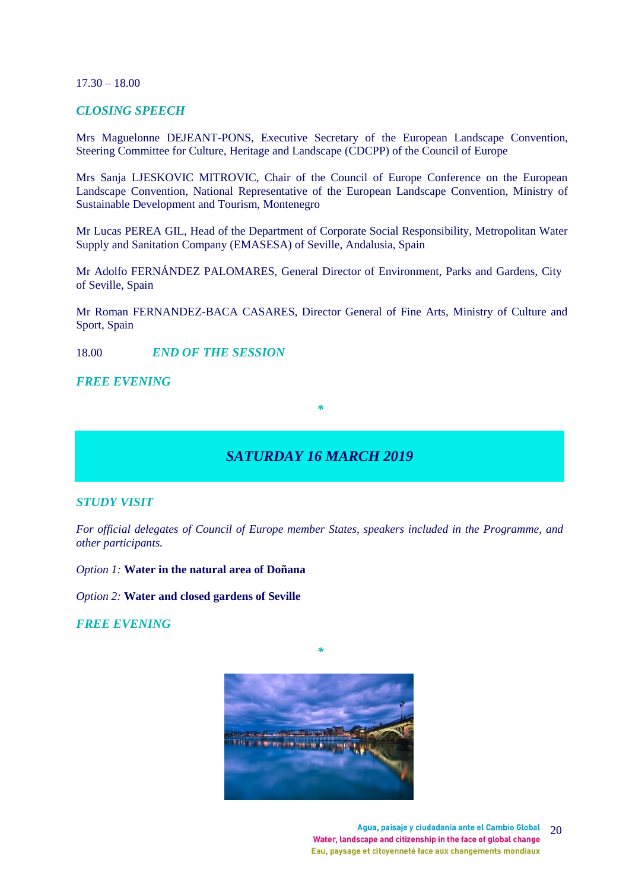17.30 – 18.00

### *CLOSING SPEECH*

Mrs Maguelonne DEJEANT-PONS, Executive Secretary of the European Landscape Convention, Steering Committee for Culture, Heritage and Landscape (CDCPP) of the Council of Europe

Mrs Sanja LJESKOVIC MITROVIC, Chair of the Council of Europe Conference on the European Landscape Convention, National Representative of the European Landscape Convention, Ministry of Sustainable Development and Tourism, Montenegro

Mr Lucas PEREA GIL, Head of the Department of Corporate Social Responsibility, Metropolitan Water Supply and Sanitation Company (EMASESA) of Seville, Andalusia, Spain

Mr Adolfo FERNÁNDEZ PALOMARES, General Director of Environment, Parks and Gardens, City of Seville, Spain

Mr Roman FERNANDEZ-BACA CASARES, Director General of Fine Arts, Ministry of Culture and Sport, Spain

18.00 *END OF THE SESSION*

*FREE EVENING*

*

## *SATURDAY 16 MARCH 2019*

### *STUDY VISIT*

*For official delegates of Council of Europe member States, speakers included in the Programme, and other participants.*

*Option 1:* **Water in the natural area of Doñana**

*Option 2:* **Water and closed gardens of Seville**

*FREE EVENING*

*